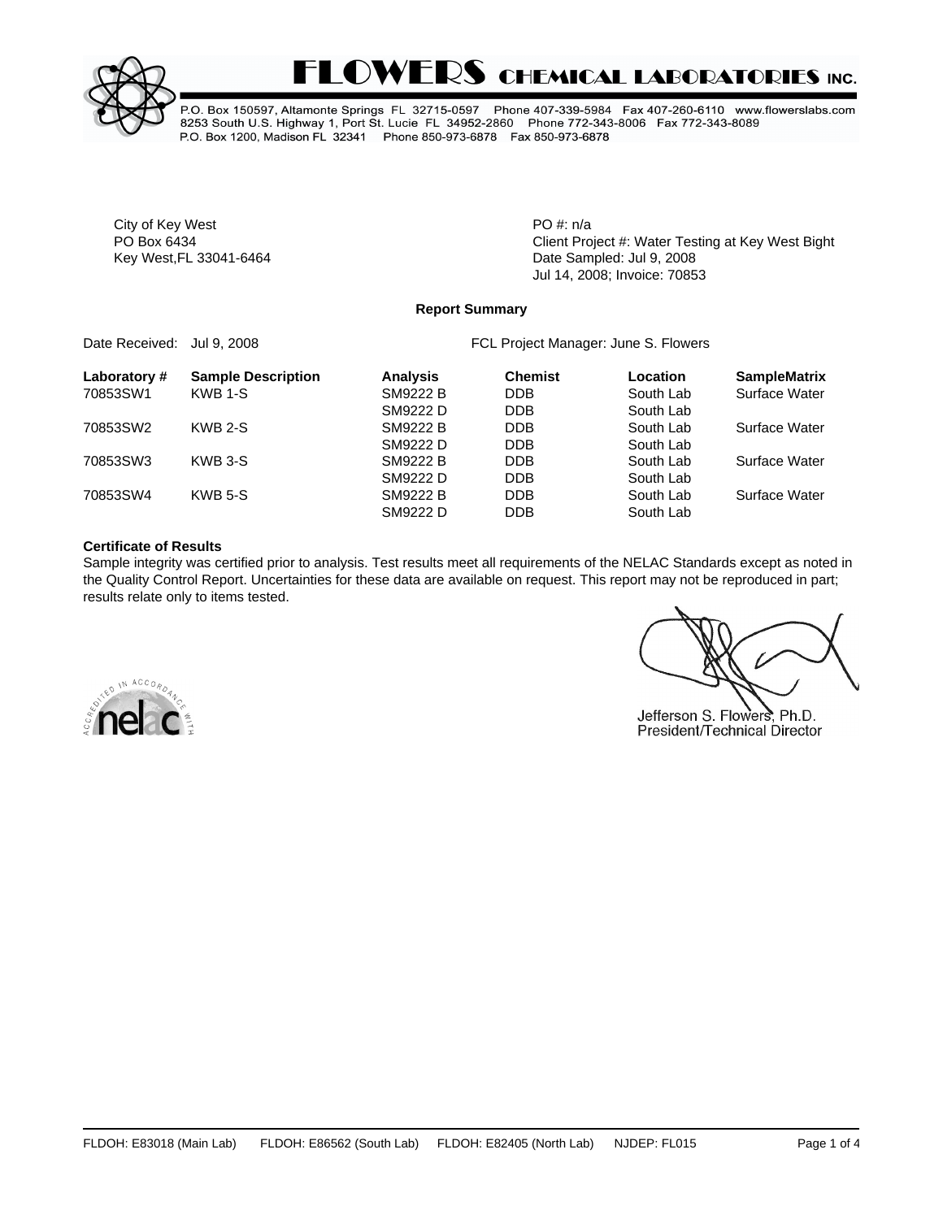# FLOWERS CHEMICAL LABORATORIES INC.

P.O. Box 150597, Altamonte Springs FL 32715-0597 Phone 407-339-5984 Fax 407-260-6110 www.flowerslabs.com
8253 South U.S. Highway 1, Port St. Lucie FL 34952-2860 Phone 772-343-8006 Fax 772-343-8089
P.O. Box 1200, Madison FL 32341 Phone 850-973-6878 Fax 850-973-6878

City of Key West
PO Box 6434
Key West,FL 33041-6464

PO #: n/a
Client Project #: Water Testing at Key West Bight
Date Sampled: Jul 9, 2008
Jul 14, 2008; Invoice: 70853

**Report Summary**

Date Received: Jul 9, 2008

FCL Project Manager: June S. Flowers

| Laboratory # | Sample Description | Analysis | Chemist | Location | SampleMatrix |
|---|---|---|---|---|---|
| 70853SW1 | KWB 1-S | SM9222 B | DDB | South Lab | Surface Water |
| | | SM9222 D | DDB | South Lab | |
| 70853SW2 | KWB 2-S | SM9222 B | DDB | South Lab | Surface Water |
| | | SM9222 D | DDB | South Lab | |
| 70853SW3 | KWB 3-S | SM9222 B | DDB | South Lab | Surface Water |
| | | SM9222 D | DDB | South Lab | |
| 70853SW4 | KWB 5-S | SM9222 B | DDB | South Lab | Surface Water |
| | | SM9222 D | DDB | South Lab | |

**Certificate of Results**

Sample integrity was certified prior to analysis. Test results meet all requirements of the NELAC Standards except as noted in the Quality Control Report. Uncertainties for these data are available on request. This report may not be reproduced in part; results relate only to items tested.

ACCREDITED IN ACCORDANCE WITH nelac

Jefferson S. Flowers, Ph.D.
President/Technical Director

FLDOH: E83018 (Main Lab) FLDOH: E86562 (South Lab) FLDOH: E82405 (North Lab) NJDEP: FL015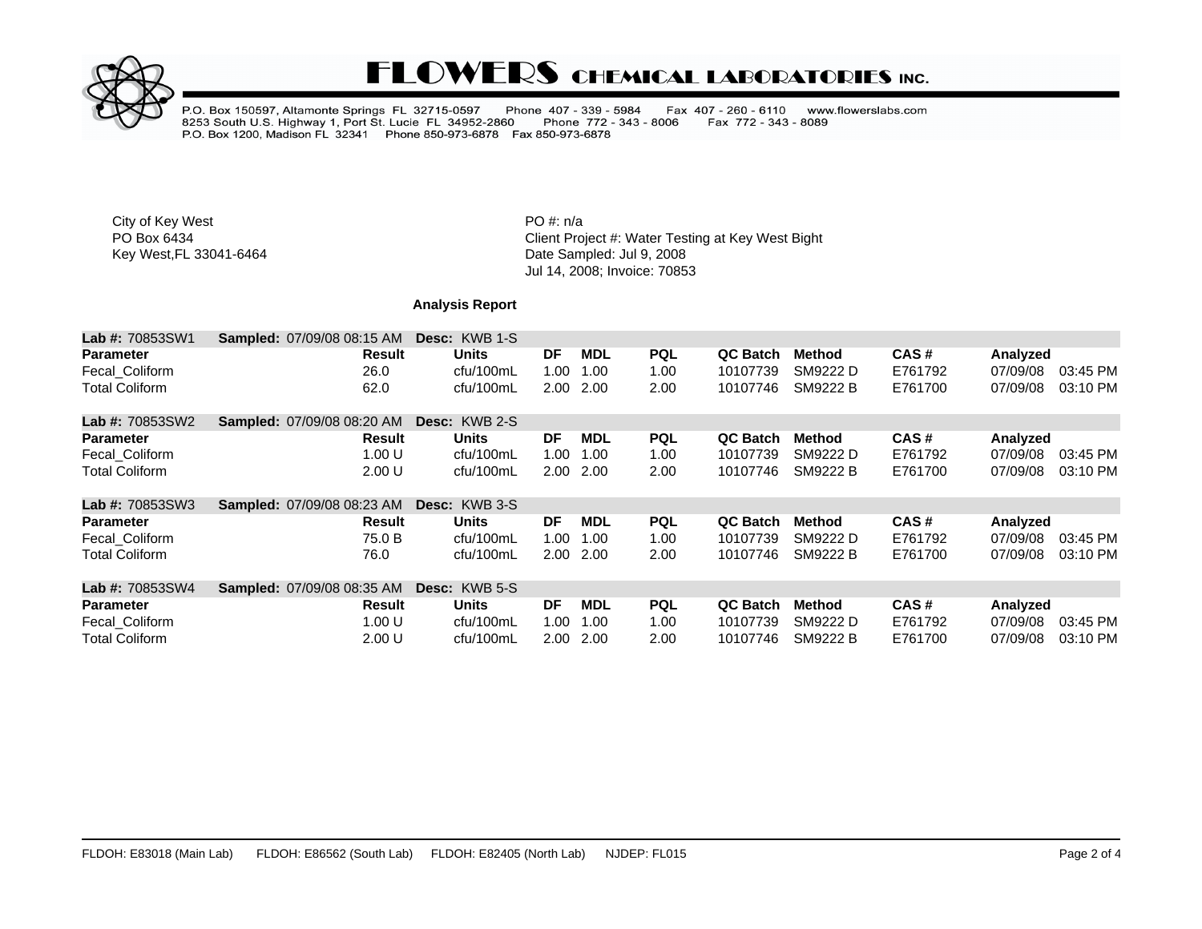# FLOWERS CHEMICAL LABORATORIES INC.

P.O. Box 150597, Altamonte Springs FL 32715-0597 Phone 407 - 339 - 5984 Fax 407 - 260 - 6110 www.flowerslabs.com
8253 South U.S. Highway 1, Port St. Lucie FL 34952-2860 Phone 772 - 343 - 8006 Fax 772 - 343 - 8089
P.O. Box 1200, Madison FL 32341 Phone 850-973-6878 Fax 850-973-6878

City of Key West
PO Box 6434
Key West,FL 33041-6464

PO #: n/a
Client Project #: Water Testing at Key West Bight
Date Sampled: Jul 9, 2008
Jul 14, 2008; Invoice: 70853

**Analysis Report**

**Lab #:** 70853SW1 **Sampled:** 07/09/08 08:15 AM **Desc:** KWB 1-S

| Parameter | Result | Units | DF | MDL | PQL | QC Batch | Method | CAS # | Analyzed | |
|---|---|---|---|---|---|---|---|---|---|---|
| Fecal_Coliform | 26.0 | cfu/100mL | 1.00 | 1.00 | 1.00 | 10107739 | SM9222 D | E761792 | 07/09/08 | 03:45 PM |
| Total Coliform | 62.0 | cfu/100mL | 2.00 | 2.00 | 2.00 | 10107746 | SM9222 B | E761700 | 07/09/08 | 03:10 PM |

**Lab #:** 70853SW2 **Sampled:** 07/09/08 08:20 AM **Desc:** KWB 2-S

| Parameter | Result | Units | DF | MDL | PQL | QC Batch | Method | CAS # | Analyzed | |
|---|---|---|---|---|---|---|---|---|---|---|
| Fecal_Coliform | 1.00 U | cfu/100mL | 1.00 | 1.00 | 1.00 | 10107739 | SM9222 D | E761792 | 07/09/08 | 03:45 PM |
| Total Coliform | 2.00 U | cfu/100mL | 2.00 | 2.00 | 2.00 | 10107746 | SM9222 B | E761700 | 07/09/08 | 03:10 PM |

**Lab #:** 70853SW3 **Sampled:** 07/09/08 08:23 AM **Desc:** KWB 3-S

| Parameter | Result | Units | DF | MDL | PQL | QC Batch | Method | CAS # | Analyzed | |
|---|---|---|---|---|---|---|---|---|---|---|
| Fecal_Coliform | 75.0 B | cfu/100mL | 1.00 | 1.00 | 1.00 | 10107739 | SM9222 D | E761792 | 07/09/08 | 03:45 PM |
| Total Coliform | 76.0 | cfu/100mL | 2.00 | 2.00 | 2.00 | 10107746 | SM9222 B | E761700 | 07/09/08 | 03:10 PM |

**Lab #:** 70853SW4 **Sampled:** 07/09/08 08:35 AM **Desc:** KWB 5-S

| Parameter | Result | Units | DF | MDL | PQL | QC Batch | Method | CAS # | Analyzed | |
|---|---|---|---|---|---|---|---|---|---|---|
| Fecal_Coliform | 1.00 U | cfu/100mL | 1.00 | 1.00 | 1.00 | 10107739 | SM9222 D | E761792 | 07/09/08 | 03:45 PM |
| Total Coliform | 2.00 U | cfu/100mL | 2.00 | 2.00 | 2.00 | 10107746 | SM9222 B | E761700 | 07/09/08 | 03:10 PM |

FLDOH: E83018 (Main Lab) FLDOH: E86562 (South Lab) FLDOH: E82405 (North Lab) NJDEP: FL015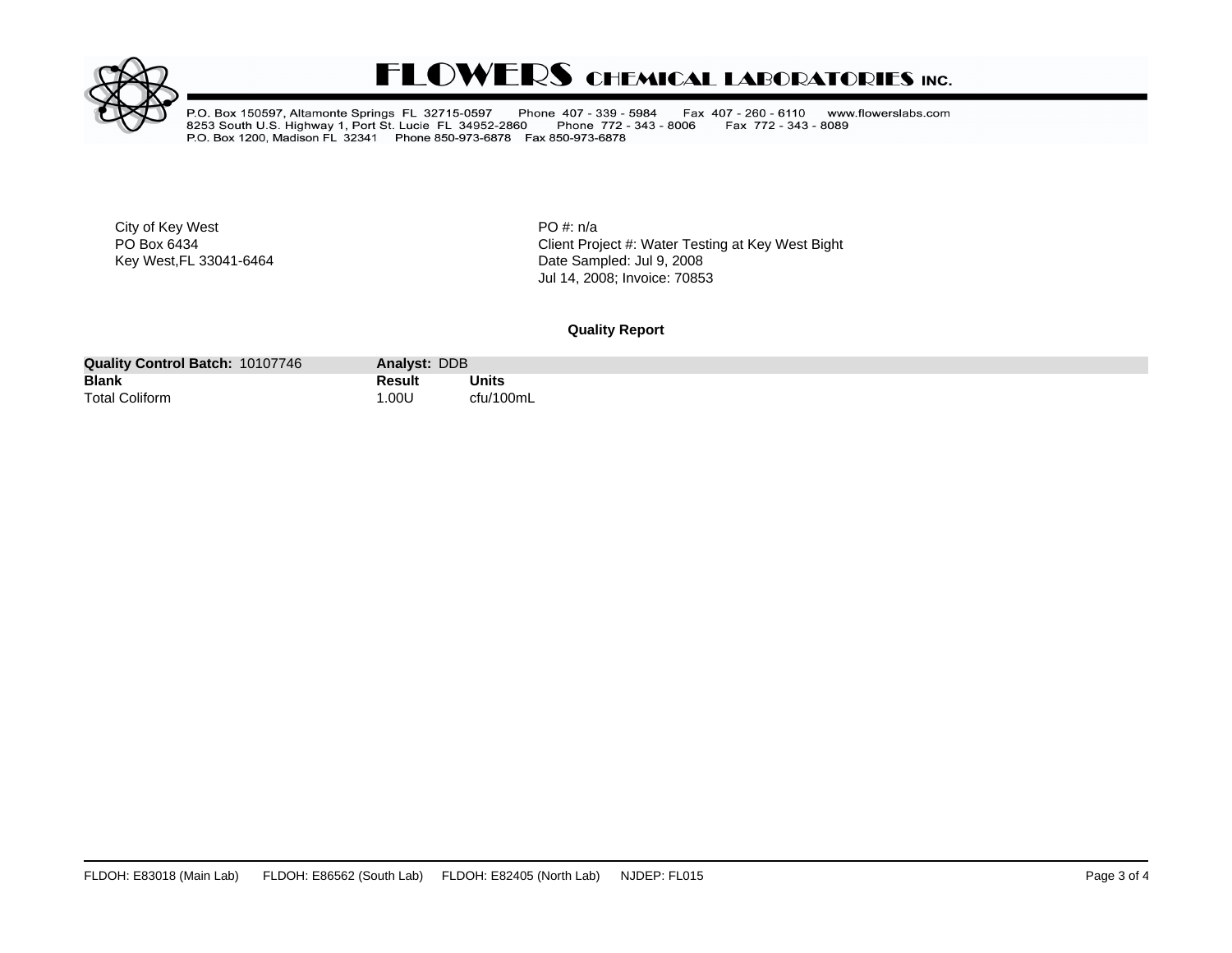# FLOWERS CHEMICAL LABORATORIES INC.

P.O. Box 150597, Altamonte Springs FL 32715-0597 Phone 407 - 339 - 5984 Fax 407 - 260 - 6110 www.flowerslabs.com
8253 South U.S. Highway 1, Port St. Lucie FL 34952-2860 Phone 772 - 343 - 8006 Fax 772 - 343 - 8089
P.O. Box 1200, Madison FL 32341 Phone 850-973-6878 Fax 850-973-6878

City of Key West
PO Box 6434
Key West,FL 33041-6464

PO #: n/a
Client Project #: Water Testing at Key West Bight
Date Sampled: Jul 9, 2008
Jul 14, 2008; Invoice: 70853

**Quality Report**

| **Quality Control Batch:** 10107746 | **Analyst:** DDB | |
|---|---|---|
| **Blank** | **Result** | **Units** |
| Total Coliform | 1.00U | cfu/100mL |

FLDOH: E83018 (Main Lab) FLDOH: E86562 (South Lab) FLDOH: E82405 (North Lab) NJDEP: FL015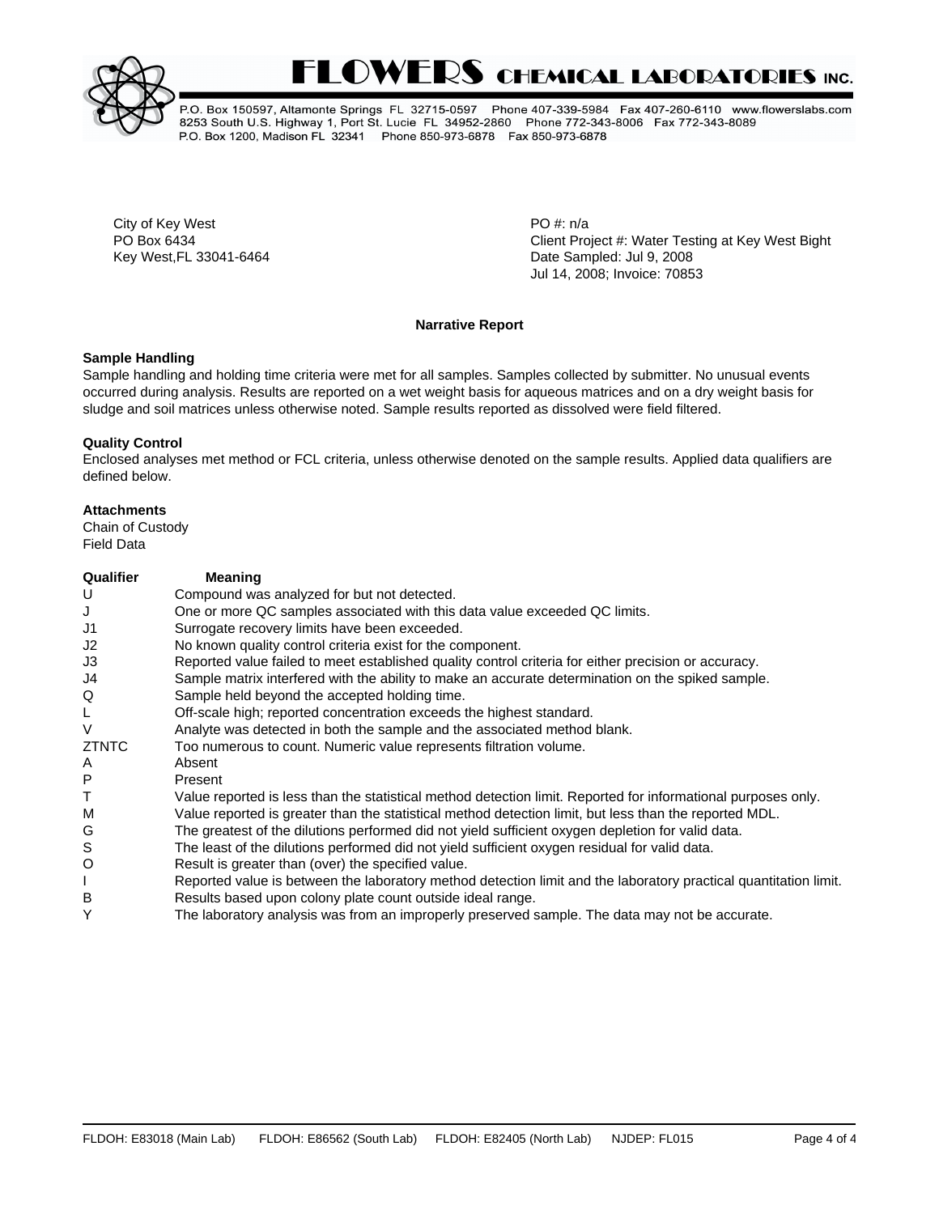# FLOWERS CHEMICAL LABORATORIES INC.

P.O. Box 150597, Altamonte Springs FL 32715-0597 Phone 407-339-5984 Fax 407-260-6110 www.flowerslabs.com
8253 South U.S. Highway 1, Port St. Lucie FL 34952-2860 Phone 772-343-8006 Fax 772-343-8089
P.O. Box 1200, Madison FL 32341 Phone 850-973-6878 Fax 850-973-6878

City of Key West
PO Box 6434
Key West,FL 33041-6464

PO #: n/a
Client Project #: Water Testing at Key West Bight
Date Sampled: Jul 9, 2008
Jul 14, 2008; Invoice: 70853

**Narrative Report**

**Sample Handling**

Sample handling and holding time criteria were met for all samples. Samples collected by submitter. No unusual events occurred during analysis. Results are reported on a wet weight basis for aqueous matrices and on a dry weight basis for sludge and soil matrices unless otherwise noted. Sample results reported as dissolved were field filtered.

**Quality Control**

Enclosed analyses met method or FCL criteria, unless otherwise denoted on the sample results. Applied data qualifiers are defined below.

**Attachments**

Chain of Custody
Field Data

| Qualifier | Meaning |
|---|---|
| U | Compound was analyzed for but not detected. |
| J | One or more QC samples associated with this data value exceeded QC limits. |
| J1 | Surrogate recovery limits have been exceeded. |
| J2 | No known quality control criteria exist for the component. |
| J3 | Reported value failed to meet established quality control criteria for either precision or accuracy. |
| J4 | Sample matrix interfered with the ability to make an accurate determination on the spiked sample. |
| Q | Sample held beyond the accepted holding time. |
| L | Off-scale high; reported concentration exceeds the highest standard. |
| V | Analyte was detected in both the sample and the associated method blank. |
| ZTNTC | Too numerous to count. Numeric value represents filtration volume. |
| A | Absent |
| P | Present |
| T | Value reported is less than the statistical method detection limit. Reported for informational purposes only. |
| M | Value reported is greater than the statistical method detection limit, but less than the reported MDL. |
| G | The greatest of the dilutions performed did not yield sufficient oxygen depletion for valid data. |
| S | The least of the dilutions performed did not yield sufficient oxygen residual for valid data. |
| O | Result is greater than (over) the specified value. |
| I | Reported value is between the laboratory method detection limit and the laboratory practical quantitation limit. |
| B | Results based upon colony plate count outside ideal range. |
| Y | The laboratory analysis was from an improperly preserved sample. The data may not be accurate. |

FLDOH: E83018 (Main Lab) FLDOH: E86562 (South Lab) FLDOH: E82405 (North Lab) NJDEP: FL015